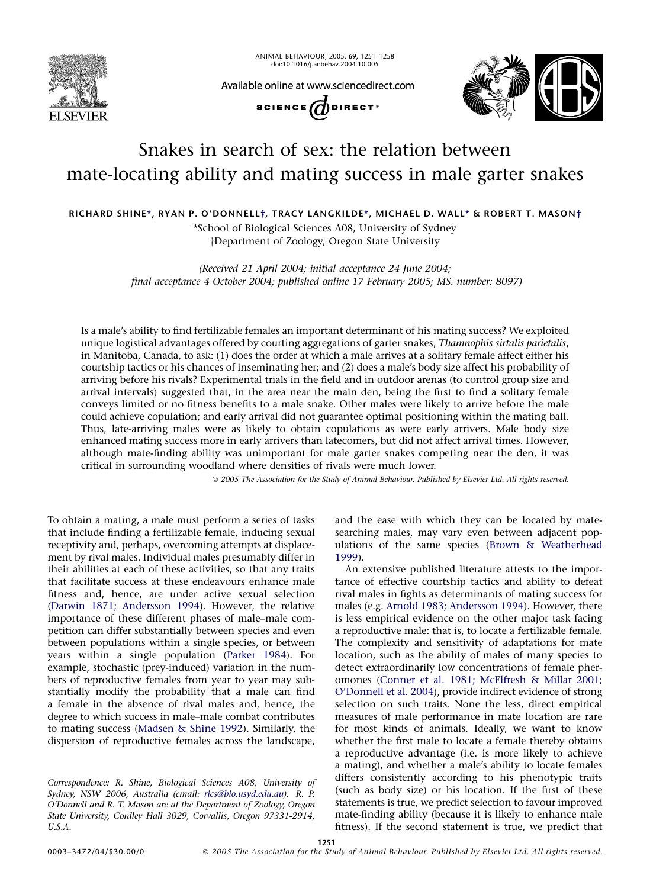# Snakes in search of sex: the relation between mate-locating ability and mating success in male garter snakes

**RICHARD SHINE\*, RYAN P. O'DONNELL†, TRACY LANGKILDE\*, MICHAEL D. WALL\* & ROBERT T. MASON†**

\*School of Biological Sciences A08, University of Sydney
†Department of Zoology, Oregon State University

*(Received 21 April 2004; initial acceptance 24 June 2004; final acceptance 4 October 2004; published online 17 February 2005; MS. number: 8097)*

Is a male's ability to find fertilizable females an important determinant of his mating success? We exploited unique logistical advantages offered by courting aggregations of garter snakes, *Thamnophis sirtalis parietalis*, in Manitoba, Canada, to ask: (1) does the order at which a male arrives at a solitary female affect either his courtship tactics or his chances of inseminating her; and (2) does a male's body size affect his probability of arriving before his rivals? Experimental trials in the field and in outdoor arenas (to control group size and arrival intervals) suggested that, in the area near the main den, being the first to find a solitary female conveys limited or no fitness benefits to a male snake. Other males were likely to arrive before the male could achieve copulation; and early arrival did not guarantee optimal positioning within the mating ball. Thus, late-arriving males were as likely to obtain copulations as were early arrivers. Male body size enhanced mating success more in early arrivers than latecomers, but did not affect arrival times. However, although mate-finding ability was unimportant for male garter snakes competing near the den, it was critical in surrounding woodland where densities of rivals were much lower.

© 2005 The Association for the Study of Animal Behaviour. Published by Elsevier Ltd. All rights reserved.

To obtain a mating, a male must perform a series of tasks that include finding a fertilizable female, inducing sexual receptivity and, perhaps, overcoming attempts at displacement by rival males. Individual males presumably differ in their abilities at each of these activities, so that any traits that facilitate success at these endeavours enhance male fitness and, hence, are under active sexual selection (Darwin 1871; Andersson 1994). However, the relative importance of these different phases of male–male competition can differ substantially between species and even between populations within a single species, or between years within a single population (Parker 1984). For example, stochastic (prey-induced) variation in the numbers of reproductive females from year to year may substantially modify the probability that a male can find a female in the absence of rival males and, hence, the degree to which success in male–male combat contributes to mating success (Madsen & Shine 1992). Similarly, the dispersion of reproductive females across the landscape, and the ease with which they can be located by mate-searching males, may vary even between adjacent populations of the same species (Brown & Weatherhead 1999).

An extensive published literature attests to the importance of effective courtship tactics and ability to defeat rival males in fights as determinants of mating success for males (e.g. Arnold 1983; Andersson 1994). However, there is less empirical evidence on the other major task facing a reproductive male: that is, to locate a fertilizable female. The complexity and sensitivity of adaptations for mate location, such as the ability of males of many species to detect extraordinarily low concentrations of female pheromones (Conner et al. 1981; McElfresh & Millar 2001; O'Donnell et al. 2004), provide indirect evidence of strong selection on such traits. None the less, direct empirical measures of male performance in mate location are rare for most kinds of animals. Ideally, we want to know whether the first male to locate a female thereby obtains a reproductive advantage (i.e. is more likely to achieve a mating), and whether a male's ability to locate females differs consistently according to his phenotypic traits (such as body size) or his location. If the first of these statements is true, we predict selection to favour improved mate-finding ability (because it is likely to enhance male fitness). If the second statement is true, we predict that

Correspondence: R. Shine, Biological Sciences A08, University of Sydney, NSW 2006, Australia (email: rics@bio.usyd.edu.au). R. P. O'Donnell and R. T. Mason are at the Department of Zoology, Oregon State University, Cordley Hall 3029, Corvallis, Oregon 97331-2914, U.S.A.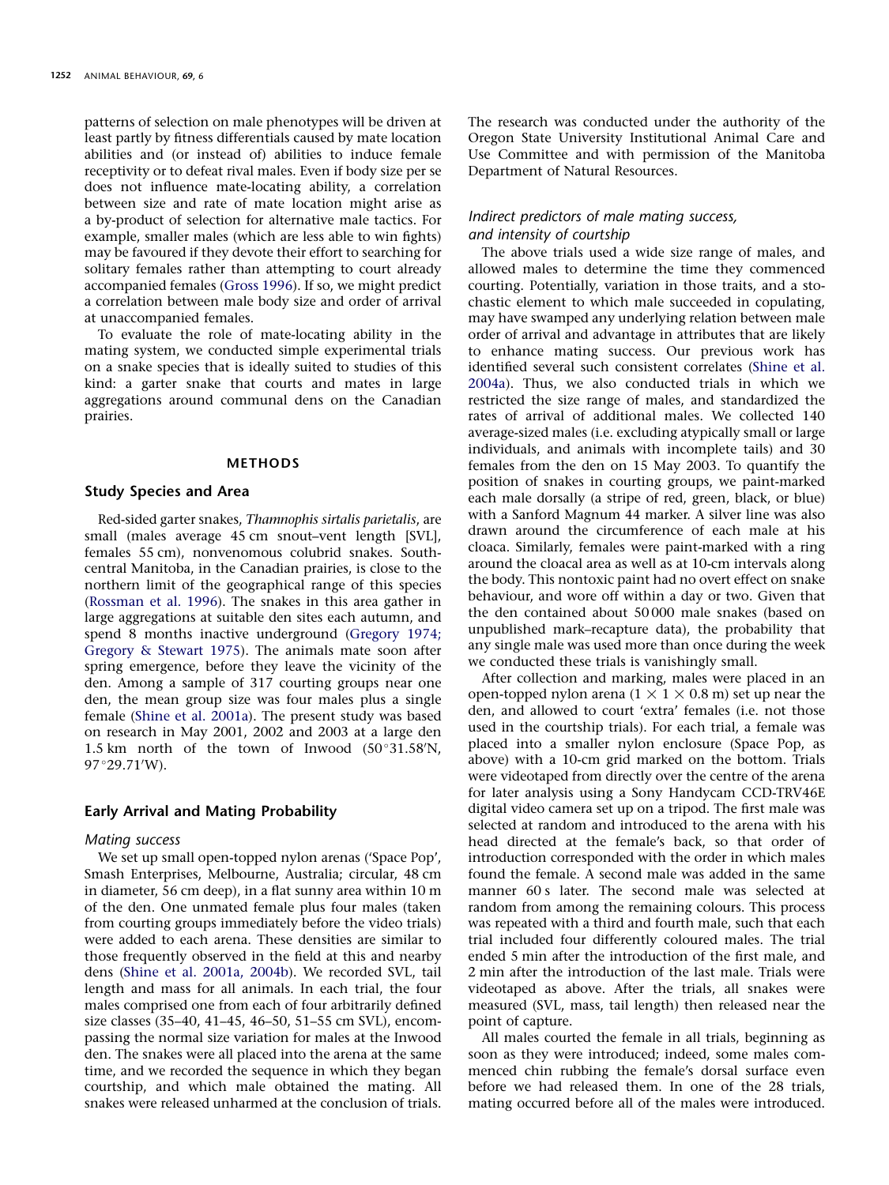patterns of selection on male phenotypes will be driven at least partly by fitness differentials caused by mate location abilities and (or instead of) abilities to induce female receptivity or to defeat rival males. Even if body size per se does not influence mate-locating ability, a correlation between size and rate of mate location might arise as a by-product of selection for alternative male tactics. For example, smaller males (which are less able to win fights) may be favoured if they devote their effort to searching for solitary females rather than attempting to court already accompanied females (Gross 1996). If so, we might predict a correlation between male body size and order of arrival at unaccompanied females.

To evaluate the role of mate-locating ability in the mating system, we conducted simple experimental trials on a snake species that is ideally suited to studies of this kind: a garter snake that courts and mates in large aggregations around communal dens on the Canadian prairies.

## METHODS

### Study Species and Area

Red-sided garter snakes, *Thamnophis sirtalis parietalis*, are small (males average 45 cm snout–vent length [SVL], females 55 cm), nonvenomous colubrid snakes. South-central Manitoba, in the Canadian prairies, is close to the northern limit of the geographical range of this species (Rossman et al. 1996). The snakes in this area gather in large aggregations at suitable den sites each autumn, and spend 8 months inactive underground (Gregory 1974; Gregory & Stewart 1975). The animals mate soon after spring emergence, before they leave the vicinity of the den. Among a sample of 317 courting groups near one den, the mean group size was four males plus a single female (Shine et al. 2001a). The present study was based on research in May 2001, 2002 and 2003 at a large den 1.5 km north of the town of Inwood (50°31.58′N, 97°29.71′W).

### Early Arrival and Mating Probability

#### *Mating success*

We set up small open-topped nylon arenas ('Space Pop', Smash Enterprises, Melbourne, Australia; circular, 48 cm in diameter, 56 cm deep), in a flat sunny area within 10 m of the den. One unmated female plus four males (taken from courting groups immediately before the video trials) were added to each arena. These densities are similar to those frequently observed in the field at this and nearby dens (Shine et al. 2001a, 2004b). We recorded SVL, tail length and mass for all animals. In each trial, the four males comprised one from each of four arbitrarily defined size classes (35–40, 41–45, 46–50, 51–55 cm SVL), encompassing the normal size variation for males at the Inwood den. The snakes were all placed into the arena at the same time, and we recorded the sequence in which they began courtship, and which male obtained the mating. All snakes were released unharmed at the conclusion of trials. The research was conducted under the authority of the Oregon State University Institutional Animal Care and Use Committee and with permission of the Manitoba Department of Natural Resources.

#### *Indirect predictors of male mating success, and intensity of courtship*

The above trials used a wide size range of males, and allowed males to determine the time they commenced courting. Potentially, variation in those traits, and a stochastic element to which male succeeded in copulating, may have swamped any underlying relation between male order of arrival and advantage in attributes that are likely to enhance mating success. Our previous work has identified several such consistent correlates (Shine et al. 2004a). Thus, we also conducted trials in which we restricted the size range of males, and standardized the rates of arrival of additional males. We collected 140 average-sized males (i.e. excluding atypically small or large individuals, and animals with incomplete tails) and 30 females from the den on 15 May 2003. To quantify the position of snakes in courting groups, we paint-marked each male dorsally (a stripe of red, green, black, or blue) with a Sanford Magnum 44 marker. A silver line was also drawn around the circumference of each male at his cloaca. Similarly, females were paint-marked with a ring around the cloacal area as well as at 10-cm intervals along the body. This nontoxic paint had no overt effect on snake behaviour, and wore off within a day or two. Given that the den contained about 50 000 male snakes (based on unpublished mark–recapture data), the probability that any single male was used more than once during the week we conducted these trials is vanishingly small.

After collection and marking, males were placed in an open-topped nylon arena (1 × 1 × 0.8 m) set up near the den, and allowed to court 'extra' females (i.e. not those used in the courtship trials). For each trial, a female was placed into a smaller nylon enclosure (Space Pop, as above) with a 10-cm grid marked on the bottom. Trials were videotaped from directly over the centre of the arena for later analysis using a Sony Handycam CCD-TRV46E digital video camera set up on a tripod. The first male was selected at random and introduced to the arena with his head directed at the female's back, so that order of introduction corresponded with the order in which males found the female. A second male was added in the same manner 60 s later. The second male was selected at random from among the remaining colours. This process was repeated with a third and fourth male, such that each trial included four differently coloured males. The trial ended 5 min after the introduction of the first male, and 2 min after the introduction of the last male. Trials were videotaped as above. After the trials, all snakes were measured (SVL, mass, tail length) then released near the point of capture.

All males courted the female in all trials, beginning as soon as they were introduced; indeed, some males commenced chin rubbing the female's dorsal surface even before we had released them. In one of the 28 trials, mating occurred before all of the males were introduced.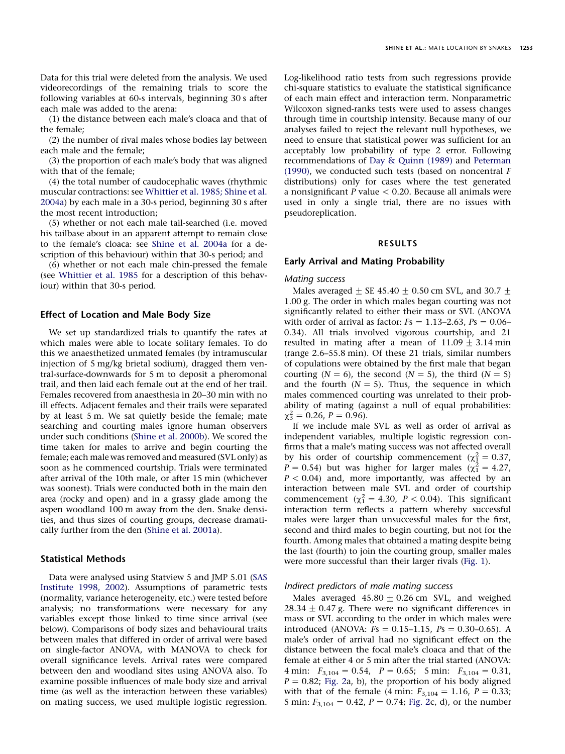Data for this trial were deleted from the analysis. We used videorecordings of the remaining trials to score the following variables at 60-s intervals, beginning 30 s after each male was added to the arena:

(1) the distance between each male's cloaca and that of the female;

(2) the number of rival males whose bodies lay between each male and the female;

(3) the proportion of each male's body that was aligned with that of the female;

(4) the total number of caudocephalic waves (rhythmic muscular contractions: see Whittier et al. 1985; Shine et al. 2004a) by each male in a 30-s period, beginning 30 s after the most recent introduction;

(5) whether or not each male tail-searched (i.e. moved his tailbase about in an apparent attempt to remain close to the female's cloaca: see Shine et al. 2004a for a description of this behaviour) within that 30-s period; and

(6) whether or not each male chin-pressed the female (see Whittier et al. 1985 for a description of this behaviour) within that 30-s period.

### Effect of Location and Male Body Size

We set up standardized trials to quantify the rates at which males were able to locate solitary females. To do this we anaesthetized unmated females (by intramuscular injection of 5 mg/kg brietal sodium), dragged them ventral-surface-downwards for 5 m to deposit a pheromonal trail, and then laid each female out at the end of her trail. Females recovered from anaesthesia in 20–30 min with no ill effects. Adjacent females and their trails were separated by at least 5 m. We sat quietly beside the female; mate searching and courting males ignore human observers under such conditions (Shine et al. 2000b). We scored the time taken for males to arrive and begin courting the female; each male was removed and measured (SVL only) as soon as he commenced courtship. Trials were terminated after arrival of the 10th male, or after 15 min (whichever was soonest). Trials were conducted both in the main den area (rocky and open) and in a grassy glade among the aspen woodland 100 m away from the den. Snake densities, and thus sizes of courting groups, decrease dramatically further from the den (Shine et al. 2001a).

### Statistical Methods

Data were analysed using Statview 5 and JMP 5.01 (SAS Institute 1998, 2002). Assumptions of parametric tests (normality, variance heterogeneity, etc.) were tested before analysis; no transformations were necessary for any variables except those linked to time since arrival (see below). Comparisons of body sizes and behavioural traits between males that differed in order of arrival were based on single-factor ANOVA, with MANOVA to check for overall significance levels. Arrival rates were compared between den and woodland sites using ANOVA also. To examine possible influences of male body size and arrival time (as well as the interaction between these variables) on mating success, we used multiple logistic regression. Log-likelihood ratio tests from such regressions provide chi-square statistics to evaluate the statistical significance of each main effect and interaction term. Nonparametric Wilcoxon signed-ranks tests were used to assess changes through time in courtship intensity. Because many of our analyses failed to reject the relevant null hypotheses, we need to ensure that statistical power was sufficient for an acceptably low probability of type 2 error. Following recommendations of Day & Quinn (1989) and Peterman (1990), we conducted such tests (based on noncentral $F$ distributions) only for cases where the test generated a nonsignificant $P$ value $< 0.20$. Because all animals were used in only a single trial, there are no issues with pseudoreplication.

## RESULTS

### Early Arrival and Mating Probability

#### *Mating success*

Males averaged $\pm$ SE 45.40 $\pm$ 0.50 cm SVL, and 30.7 $\pm$ 1.00 g. The order in which males began courting was not significantly related to either their mass or SVL (ANOVA with order of arrival as factor: $F$s = 1.13–2.63, $P$s = 0.06–0.34). All trials involved vigorous courtship, and 21 resulted in mating after a mean of 11.09 $\pm$ 3.14 min (range 2.6–55.8 min). Of these 21 trials, similar numbers of copulations were obtained by the first male that began courting ($N = 6$), the second ($N = 5$), the third ($N = 5$) and the fourth ($N = 5$). Thus, the sequence in which males commenced courting was unrelated to their probability of mating (against a null of equal probabilities: $\chi^2_3 = 0.26$, $P = 0.96$).

If we include male SVL as well as order of arrival as independent variables, multiple logistic regression confirms that a male's mating success was not affected overall by his order of courtship commencement ($\chi^2_1 = 0.37$, $P = 0.54$) but was higher for larger males ($\chi^2_1 = 4.27$, $P < 0.04$) and, more importantly, was affected by an interaction between male SVL and order of courtship commencement ($\chi^2_1 = 4.30$, $P < 0.04$). This significant interaction term reflects a pattern whereby successful males were larger than unsuccessful males for the first, second and third males to begin courting, but not for the fourth. Among males that obtained a mating despite being the last (fourth) to join the courting group, smaller males were more successful than their larger rivals (Fig. 1).

#### *Indirect predictors of male mating success*

Males averaged 45.80 $\pm$ 0.26 cm SVL, and weighed 28.34 $\pm$ 0.47 g. There were no significant differences in mass or SVL according to the order in which males were introduced (ANOVA: $F$s = 0.15–1.15, $P$s = 0.30–0.65). A male's order of arrival had no significant effect on the distance between the focal male's cloaca and that of the female at either 4 or 5 min after the trial started (ANOVA: 4 min: $F_{3,104} = 0.54$, $P = 0.65$; 5 min: $F_{3,104} = 0.31$, $P = 0.82$; Fig. 2a, b), the proportion of his body aligned with that of the female (4 min: $F_{3,104} = 1.16$, $P = 0.33$; 5 min: $F_{3,104} = 0.42$, $P = 0.74$; Fig. 2c, d), or the number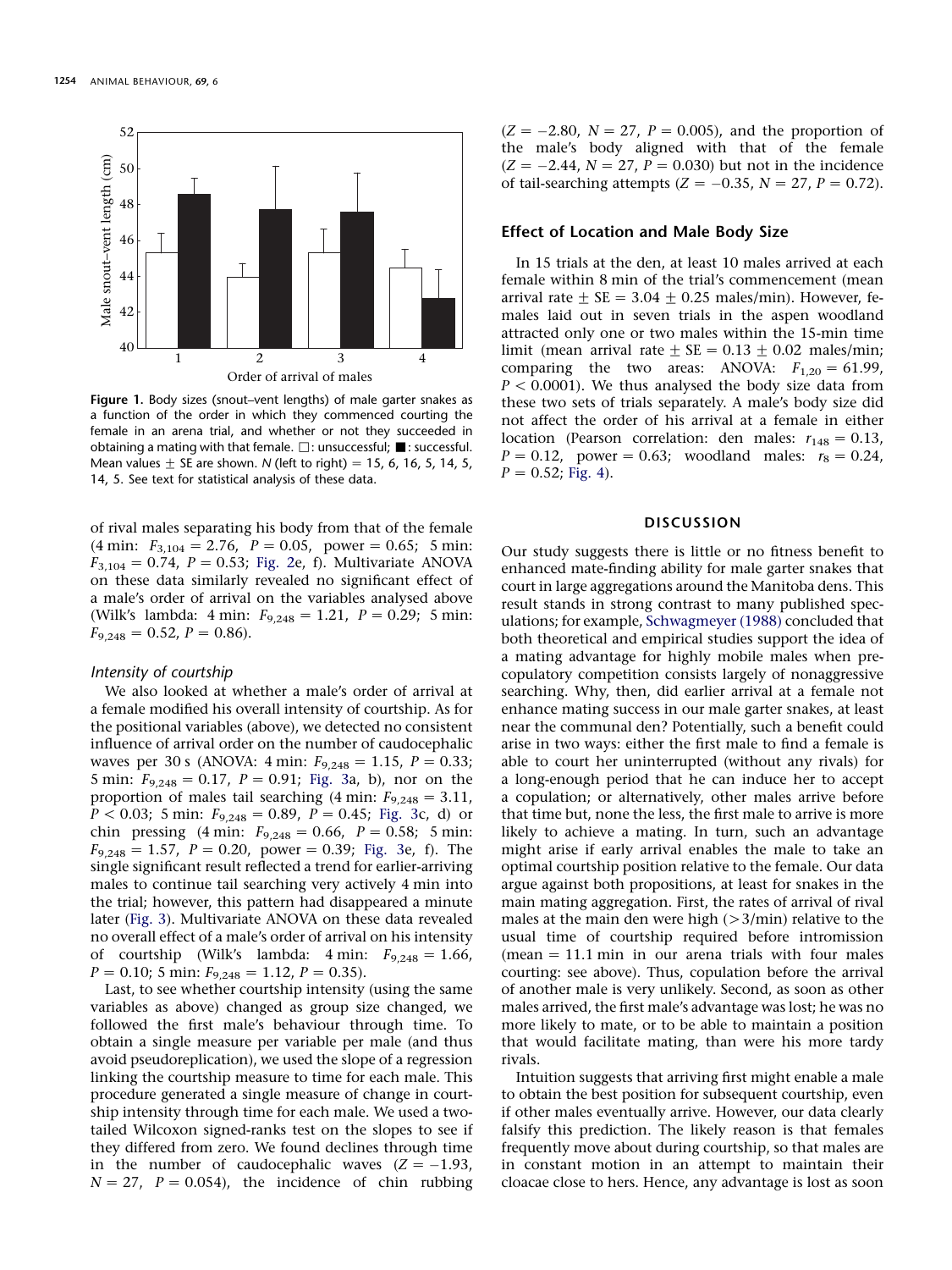52
50
48
46
44
42
40
Male snout–vent length (cm)
1
2
3
4
Order of arrival of males

**Figure 1.** Body sizes (snout–vent lengths) of male garter snakes as a function of the order in which they commenced courting the female in an arena trial, and whether or not they succeeded in obtaining a mating with that female. □: unsuccessful; ■: successful. Mean values ± SE are shown. N (left to right) = 15, 6, 16, 5, 14, 5, 14, 5. See text for statistical analysis of these data.

of rival males separating his body from that of the female (4 min: $F_{3,104} = 2.76$, $P = 0.05$, power = 0.65; 5 min: $F_{3,104} = 0.74$, $P = 0.53$; Fig. 2e, f). Multivariate ANOVA on these data similarly revealed no significant effect of a male's order of arrival on the variables analysed above (Wilk's lambda: 4 min: $F_{9,248} = 1.21$, $P = 0.29$; 5 min: $F_{9,248} = 0.52$, $P = 0.86$).

### *Intensity of courtship*

We also looked at whether a male's order of arrival at a female modified his overall intensity of courtship. As for the positional variables (above), we detected no consistent influence of arrival order on the number of caudocephalic waves per 30 s (ANOVA: 4 min: $F_{9,248} = 1.15$, $P = 0.33$; 5 min: $F_{9,248} = 0.17$, $P = 0.91$; Fig. 3a, b), nor on the proportion of males tail searching (4 min: $F_{9,248} = 3.11$, $P < 0.03$; 5 min: $F_{9,248} = 0.89$, $P = 0.45$; Fig. 3c, d) or chin pressing (4 min: $F_{9,248} = 0.66$, $P = 0.58$; 5 min: $F_{9,248} = 1.57$, $P = 0.20$, power = 0.39; Fig. 3e, f). The single significant result reflected a trend for earlier-arriving males to continue tail searching very actively 4 min into the trial; however, this pattern had disappeared a minute later (Fig. 3). Multivariate ANOVA on these data revealed no overall effect of a male's order of arrival on his intensity of courtship (Wilk's lambda: 4 min: $F_{9,248} = 1.66$, $P = 0.10$; 5 min: $F_{9,248} = 1.12$, $P = 0.35$).

Last, to see whether courtship intensity (using the same variables as above) changed as group size changed, we followed the first male's behaviour through time. To obtain a single measure per variable per male (and thus avoid pseudoreplication), we used the slope of a regression linking the courtship measure to time for each male. This procedure generated a single measure of change in courtship intensity through time for each male. We used a two-tailed Wilcoxon signed-ranks test on the slopes to see if they differed from zero. We found declines through time in the number of caudocephalic waves ($Z = -1.93$, $N = 27$, $P = 0.054$), the incidence of chin rubbing ($Z = -2.80$, $N = 27$, $P = 0.005$), and the proportion of the male's body aligned with that of the female ($Z = -2.44$, $N = 27$, $P = 0.030$) but not in the incidence of tail-searching attempts ($Z = -0.35$, $N = 27$, $P = 0.72$).

## Effect of Location and Male Body Size

In 15 trials at the den, at least 10 males arrived at each female within 8 min of the trial's commencement (mean arrival rate ± SE = 3.04 ± 0.25 males/min). However, females laid out in seven trials in the aspen woodland attracted only one or two males within the 15-min time limit (mean arrival rate ± SE = 0.13 ± 0.02 males/min; comparing the two areas: ANOVA: $F_{1,20} = 61.99$, $P < 0.0001$). We thus analysed the body size data from these two sets of trials separately. A male's body size did not affect the order of his arrival at a female in either location (Pearson correlation: den males: $r_{148} = 0.13$, $P = 0.12$, power = 0.63; woodland males: $r_8 = 0.24$, $P = 0.52$; Fig. 4).

# DISCUSSION

Our study suggests there is little or no fitness benefit to enhanced mate-finding ability for male garter snakes that court in large aggregations around the Manitoba dens. This result stands in strong contrast to many published speculations; for example, Schwagmeyer (1988) concluded that both theoretical and empirical studies support the idea of a mating advantage for highly mobile males when precopulatory competition consists largely of nonaggressive searching. Why, then, did earlier arrival at a female not enhance mating success in our male garter snakes, at least near the communal den? Potentially, such a benefit could arise in two ways: either the first male to find a female is able to court her uninterrupted (without any rivals) for a long-enough period that he can induce her to accept a copulation; or alternatively, other males arrive before that time but, none the less, the first male to arrive is more likely to achieve a mating. In turn, such an advantage might arise if early arrival enables the male to take an optimal courtship position relative to the female. Our data argue against both propositions, at least for snakes in the main mating aggregation. First, the rates of arrival of rival males at the main den were high (>3/min) relative to the usual time of courtship required before intromission (mean = 11.1 min in our arena trials with four males courting: see above). Thus, copulation before the arrival of another male is very unlikely. Second, as soon as other males arrived, the first male's advantage was lost; he was no more likely to mate, or to be able to maintain a position that would facilitate mating, than were his more tardy rivals.

Intuition suggests that arriving first might enable a male to obtain the best position for subsequent courtship, even if other males eventually arrive. However, our data clearly falsify this prediction. The likely reason is that females frequently move about during courtship, so that males are in constant motion in an attempt to maintain their cloacae close to hers. Hence, any advantage is lost as soon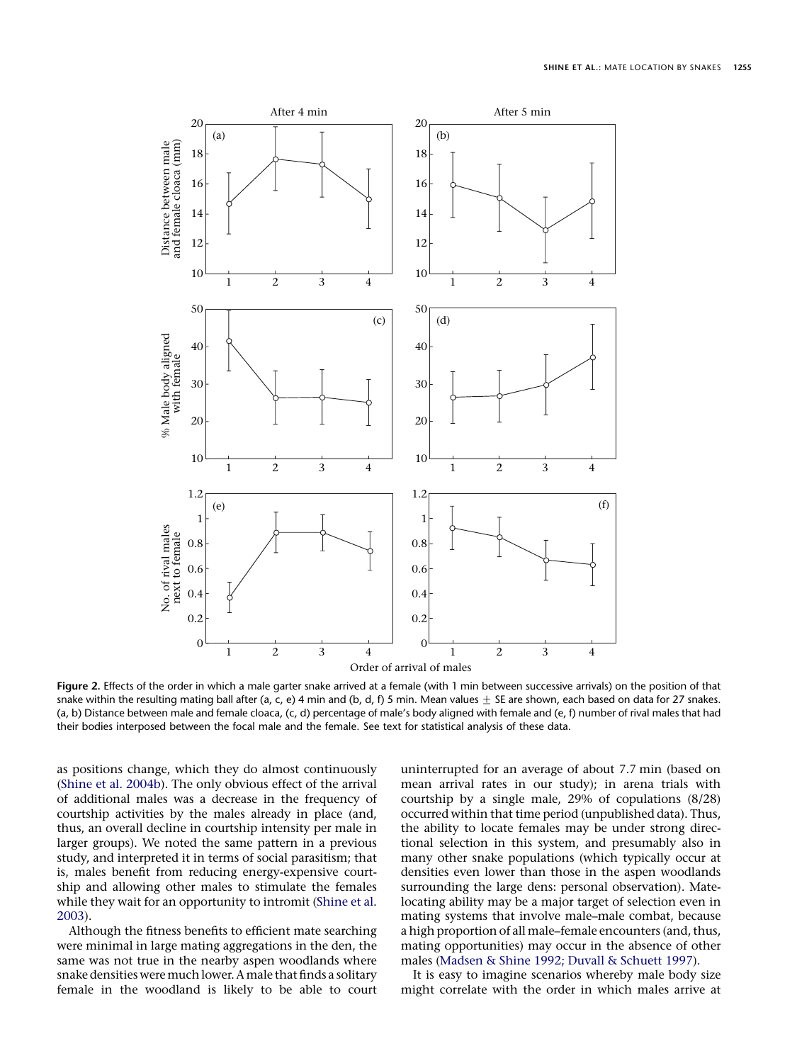Figure 2. Effects of the order in which a male garter snake arrived at a female (with 1 min between successive arrivals) on the position of that snake within the resulting mating ball after (a, c, e) 4 min and (b, d, f) 5 min. Mean values ± SE are shown, each based on data for 27 snakes. (a, b) Distance between male and female cloaca, (c, d) percentage of male's body aligned with female and (e, f) number of rival males that had their bodies interposed between the focal male and the female. See text for statistical analysis of these data.

as positions change, which they do almost continuously (Shine et al. 2004b). The only obvious effect of the arrival of additional males was a decrease in the frequency of courtship activities by the males already in place (and, thus, an overall decline in courtship intensity per male in larger groups). We noted the same pattern in a previous study, and interpreted it in terms of social parasitism; that is, males benefit from reducing energy-expensive courtship and allowing other males to stimulate the females while they wait for an opportunity to intromit (Shine et al. 2003).

Although the fitness benefits to efficient mate searching were minimal in large mating aggregations in the den, the same was not true in the nearby aspen woodlands where snake densities were much lower. A male that finds a solitary female in the woodland is likely to be able to court uninterrupted for an average of about 7.7 min (based on mean arrival rates in our study); in arena trials with courtship by a single male, 29% of copulations (8/28) occurred within that time period (unpublished data). Thus, the ability to locate females may be under strong directional selection in this system, and presumably also in many other snake populations (which typically occur at densities even lower than those in the aspen woodlands surrounding the large dens: personal observation). Mate-locating ability may be a major target of selection even in mating systems that involve male–male combat, because a high proportion of all male–female encounters (and, thus, mating opportunities) may occur in the absence of other males (Madsen & Shine 1992; Duvall & Schuett 1997).

It is easy to imagine scenarios whereby male body size might correlate with the order in which males arrive at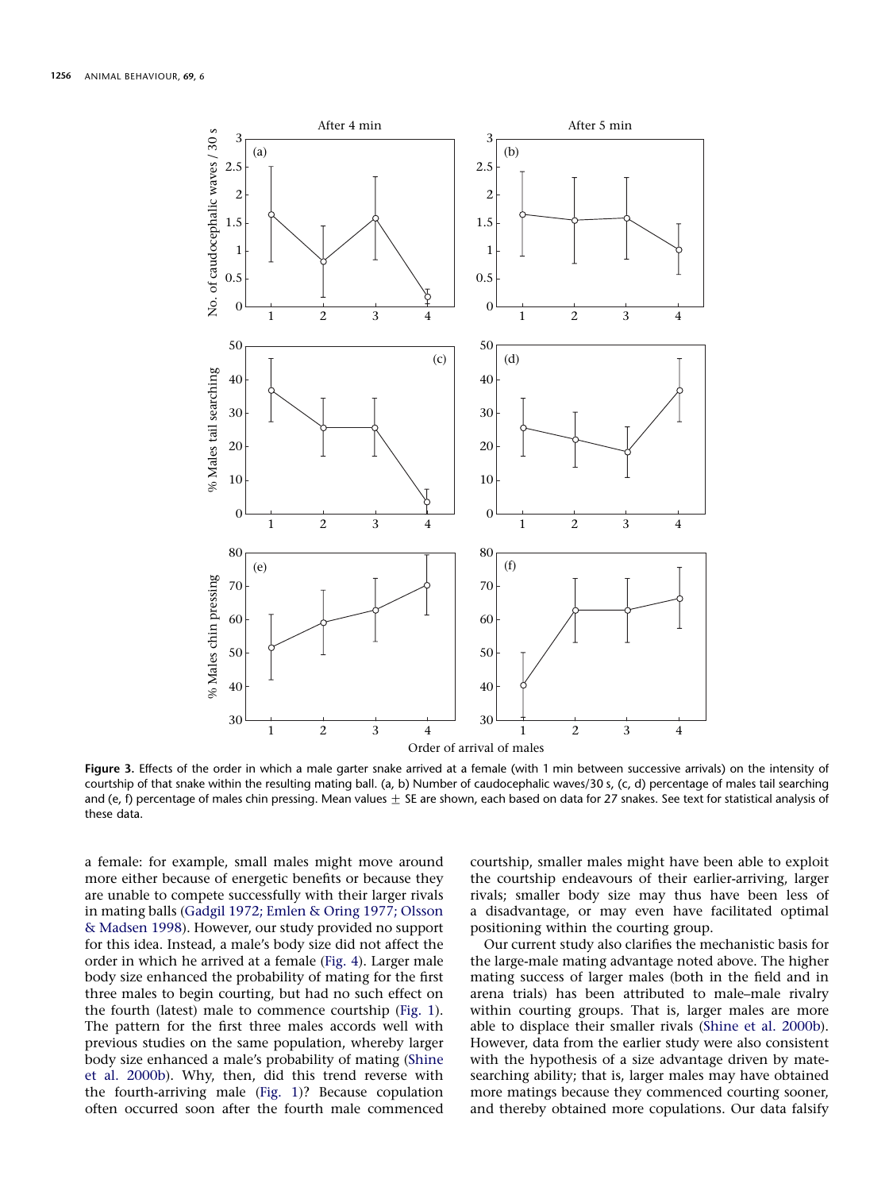Figure 3. Effects of the order in which a male garter snake arrived at a female (with 1 min between successive arrivals) on the intensity of courtship of that snake within the resulting mating ball. (a, b) Number of caudocephalic waves/30 s, (c, d) percentage of males tail searching and (e, f) percentage of males chin pressing. Mean values ± SE are shown, each based on data for 27 snakes. See text for statistical analysis of these data.

a female: for example, small males might move around more either because of energetic benefits or because they are unable to compete successfully with their larger rivals in mating balls (Gadgil 1972; Emlen & Oring 1977; Olsson & Madsen 1998). However, our study provided no support for this idea. Instead, a male's body size did not affect the order in which he arrived at a female (Fig. 4). Larger male body size enhanced the probability of mating for the first three males to begin courting, but had no such effect on the fourth (latest) male to commence courtship (Fig. 1). The pattern for the first three males accords well with previous studies on the same population, whereby larger body size enhanced a male's probability of mating (Shine et al. 2000b). Why, then, did this trend reverse with the fourth-arriving male (Fig. 1)? Because copulation often occurred soon after the fourth male commenced courtship, smaller males might have been able to exploit the courtship endeavours of their earlier-arriving, larger rivals; smaller body size may thus have been less of a disadvantage, or may even have facilitated optimal positioning within the courting group.

Our current study also clarifies the mechanistic basis for the large-male mating advantage noted above. The higher mating success of larger males (both in the field and in arena trials) has been attributed to male–male rivalry within courting groups. That is, larger males are more able to displace their smaller rivals (Shine et al. 2000b). However, data from the earlier study were also consistent with the hypothesis of a size advantage driven by mate-searching ability; that is, larger males may have obtained more matings because they commenced courting sooner, and thereby obtained more copulations. Our data falsify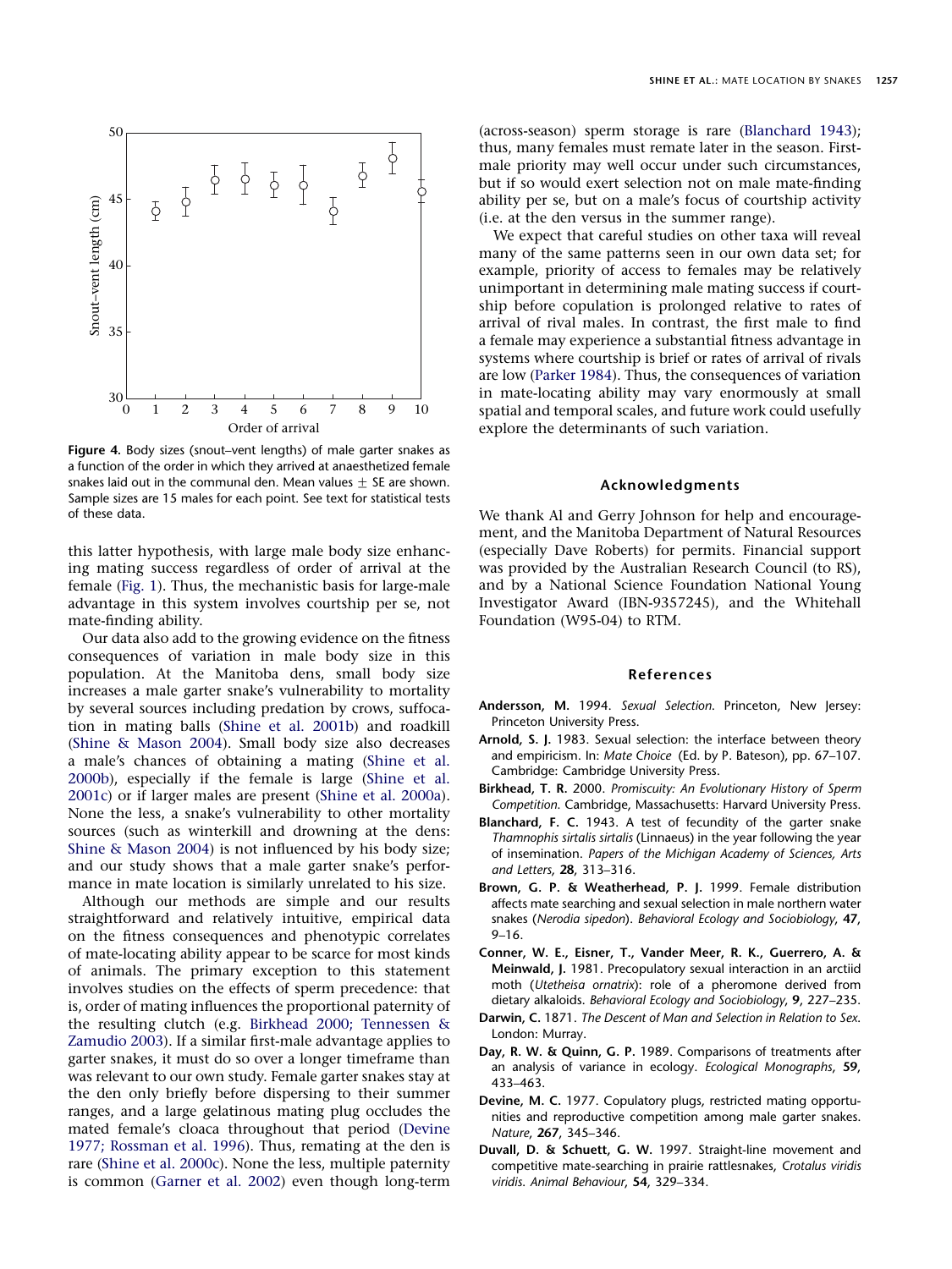**Figure 4.** Body sizes (snout–vent lengths) of male garter snakes as a function of the order in which they arrived at anaesthetized female snakes laid out in the communal den. Mean values ± SE are shown. Sample sizes are 15 males for each point. See text for statistical tests of these data.

this latter hypothesis, with large male body size enhancing mating success regardless of order of arrival at the female (Fig. 1). Thus, the mechanistic basis for large-male advantage in this system involves courtship per se, not mate-finding ability.

Our data also add to the growing evidence on the fitness consequences of variation in male body size in this population. At the Manitoba dens, small body size increases a male garter snake's vulnerability to mortality by several sources including predation by crows, suffocation in mating balls (Shine et al. 2001b) and roadkill (Shine & Mason 2004). Small body size also decreases a male's chances of obtaining a mating (Shine et al. 2000b), especially if the female is large (Shine et al. 2001c) or if larger males are present (Shine et al. 2000a). None the less, a snake's vulnerability to other mortality sources (such as winterkill and drowning at the dens: Shine & Mason 2004) is not influenced by his body size; and our study shows that a male garter snake's performance in mate location is similarly unrelated to his size.

Although our methods are simple and our results straightforward and relatively intuitive, empirical data on the fitness consequences and phenotypic correlates of mate-locating ability appear to be scarce for most kinds of animals. The primary exception to this statement involves studies on the effects of sperm precedence: that is, order of mating influences the proportional paternity of the resulting clutch (e.g. Birkhead 2000; Tennessen & Zamudio 2003). If a similar first-male advantage applies to garter snakes, it must do so over a longer timeframe than was relevant to our own study. Female garter snakes stay at the den only briefly before dispersing to their summer ranges, and a large gelatinous mating plug occludes the mated female's cloaca throughout that period (Devine 1977; Rossman et al. 1996). Thus, remating at the den is rare (Shine et al. 2000c). None the less, multiple paternity is common (Garner et al. 2002) even though long-term (across-season) sperm storage is rare (Blanchard 1943); thus, many females must remate later in the season. First-male priority may well occur under such circumstances, but if so would exert selection not on male mate-finding ability per se, but on a male's focus of courtship activity (i.e. at the den versus in the summer range).

We expect that careful studies on other taxa will reveal many of the same patterns seen in our own data set; for example, priority of access to females may be relatively unimportant in determining male mating success if courtship before copulation is prolonged relative to rates of arrival of rival males. In contrast, the first male to find a female may experience a substantial fitness advantage in systems where courtship is brief or rates of arrival of rivals are low (Parker 1984). Thus, the consequences of variation in mate-locating ability may vary enormously at small spatial and temporal scales, and future work could usefully explore the determinants of such variation.

## Acknowledgments

We thank Al and Gerry Johnson for help and encouragement, and the Manitoba Department of Natural Resources (especially Dave Roberts) for permits. Financial support was provided by the Australian Research Council (to RS), and by a National Science Foundation National Young Investigator Award (IBN-9357245), and the Whitehall Foundation (W95-04) to RTM.

## References

**Andersson, M.** 1994. *Sexual Selection*. Princeton, New Jersey: Princeton University Press.

**Arnold, S. J.** 1983. Sexual selection: the interface between theory and empiricism. In: *Mate Choice* (Ed. by P. Bateson), pp. 67–107. Cambridge: Cambridge University Press.

**Birkhead, T. R.** 2000. *Promiscuity: An Evolutionary History of Sperm Competition*. Cambridge, Massachusetts: Harvard University Press.

**Blanchard, F. C.** 1943. A test of fecundity of the garter snake *Thamnophis sirtalis sirtalis* (Linnaeus) in the year following the year of insemination. *Papers of the Michigan Academy of Sciences, Arts and Letters*, **28**, 313–316.

**Brown, G. P. & Weatherhead, P. J.** 1999. Female distribution affects mate searching and sexual selection in male northern water snakes (*Nerodia sipedon*). *Behavioral Ecology and Sociobiology*, **47**, 9–16.

**Conner, W. E., Eisner, T., Vander Meer, R. K., Guerrero, A. & Meinwald, J.** 1981. Precopulatory sexual interaction in an arctiid moth (*Utetheisa ornatrix*): role of a pheromone derived from dietary alkaloids. *Behavioral Ecology and Sociobiology*, **9**, 227–235.

**Darwin, C.** 1871. *The Descent of Man and Selection in Relation to Sex*. London: Murray.

**Day, R. W. & Quinn, G. P.** 1989. Comparisons of treatments after an analysis of variance in ecology. *Ecological Monographs*, **59**, 433–463.

**Devine, M. C.** 1977. Copulatory plugs, restricted mating opportunities and reproductive competition among male garter snakes. *Nature*, **267**, 345–346.

**Duvall, D. & Schuett, G. W.** 1997. Straight-line movement and competitive mate-searching in prairie rattlesnakes, *Crotalus viridis viridis*. *Animal Behaviour*, **54**, 329–334.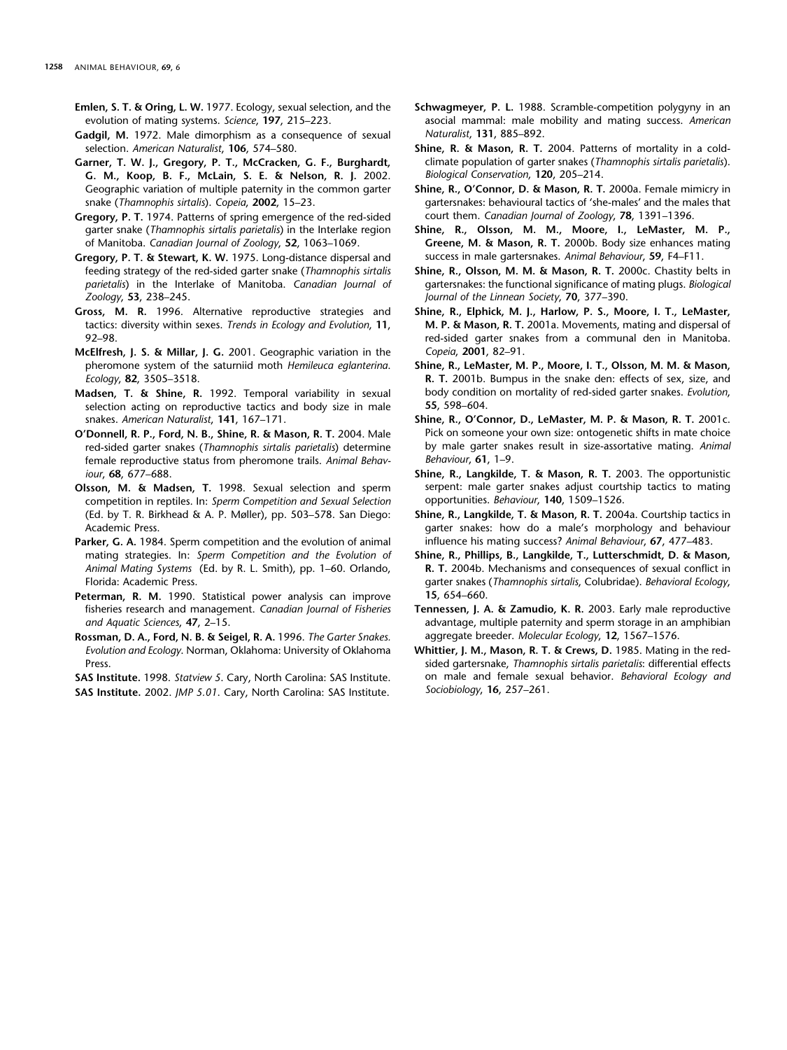**Emlen, S. T. & Oring, L. W.** 1977. Ecology, sexual selection, and the evolution of mating systems. *Science*, **197**, 215–223.

**Gadgil, M.** 1972. Male dimorphism as a consequence of sexual selection. *American Naturalist*, **106**, 574–580.

**Garner, T. W. J., Gregory, P. T., McCracken, G. F., Burghardt, G. M., Koop, B. F., McLain, S. E. & Nelson, R. J.** 2002. Geographic variation of multiple paternity in the common garter snake (*Thamnophis sirtalis*). *Copeia*, **2002**, 15–23.

**Gregory, P. T.** 1974. Patterns of spring emergence of the red-sided garter snake (*Thamnophis sirtalis parietalis*) in the Interlake region of Manitoba. *Canadian Journal of Zoology*, **52**, 1063–1069.

**Gregory, P. T. & Stewart, K. W.** 1975. Long-distance dispersal and feeding strategy of the red-sided garter snake (*Thamnophis sirtalis parietalis*) in the Interlake of Manitoba. *Canadian Journal of Zoology*, **53**, 238–245.

**Gross, M. R.** 1996. Alternative reproductive strategies and tactics: diversity within sexes. *Trends in Ecology and Evolution*, **11**, 92–98.

**McElfresh, J. S. & Millar, J. G.** 2001. Geographic variation in the pheromone system of the saturniid moth *Hemileuca eglanterina*. *Ecology*, **82**, 3505–3518.

**Madsen, T. & Shine, R.** 1992. Temporal variability in sexual selection acting on reproductive tactics and body size in male snakes. *American Naturalist*, **141**, 167–171.

**O'Donnell, R. P., Ford, N. B., Shine, R. & Mason, R. T.** 2004. Male red-sided garter snakes (*Thamnophis sirtalis parietalis*) determine female reproductive status from pheromone trails. *Animal Behaviour*, **68**, 677–688.

**Olsson, M. & Madsen, T.** 1998. Sexual selection and sperm competition in reptiles. In: *Sperm Competition and Sexual Selection* (Ed. by T. R. Birkhead & A. P. Møller), pp. 503–578. San Diego: Academic Press.

**Parker, G. A.** 1984. Sperm competition and the evolution of animal mating strategies. In: *Sperm Competition and the Evolution of Animal Mating Systems* (Ed. by R. L. Smith), pp. 1–60. Orlando, Florida: Academic Press.

**Peterman, R. M.** 1990. Statistical power analysis can improve fisheries research and management. *Canadian Journal of Fisheries and Aquatic Sciences*, **47**, 2–15.

**Rossman, D. A., Ford, N. B. & Seigel, R. A.** 1996. *The Garter Snakes. Evolution and Ecology*. Norman, Oklahoma: University of Oklahoma Press.

**SAS Institute.** 1998. *Statview 5*. Cary, North Carolina: SAS Institute.

**SAS Institute.** 2002. *JMP 5.01*. Cary, North Carolina: SAS Institute.

**Schwagmeyer, P. L.** 1988. Scramble-competition polygyny in an asocial mammal: male mobility and mating success. *American Naturalist*, **131**, 885–892.

**Shine, R. & Mason, R. T.** 2004. Patterns of mortality in a cold-climate population of garter snakes (*Thamnophis sirtalis parietalis*). *Biological Conservation*, **120**, 205–214.

**Shine, R., O'Connor, D. & Mason, R. T.** 2000a. Female mimicry in gartersnakes: behavioural tactics of 'she-males' and the males that court them. *Canadian Journal of Zoology*, **78**, 1391–1396.

**Shine, R., Olsson, M. M., Moore, I., LeMaster, M. P., Greene, M. & Mason, R. T.** 2000b. Body size enhances mating success in male gartersnakes. *Animal Behaviour*, **59**, F4–F11.

**Shine, R., Olsson, M. M. & Mason, R. T.** 2000c. Chastity belts in gartersnakes: the functional significance of mating plugs. *Biological Journal of the Linnean Society*, **70**, 377–390.

**Shine, R., Elphick, M. J., Harlow, P. S., Moore, I. T., LeMaster, M. P. & Mason, R. T.** 2001a. Movements, mating and dispersal of red-sided garter snakes from a communal den in Manitoba. *Copeia*, **2001**, 82–91.

**Shine, R., LeMaster, M. P., Moore, I. T., Olsson, M. M. & Mason, R. T.** 2001b. Bumpus in the snake den: effects of sex, size, and body condition on mortality of red-sided garter snakes. *Evolution*, **55**, 598–604.

**Shine, R., O'Connor, D., LeMaster, M. P. & Mason, R. T.** 2001c. Pick on someone your own size: ontogenetic shifts in mate choice by male garter snakes result in size-assortative mating. *Animal Behaviour*, **61**, 1–9.

**Shine, R., Langkilde, T. & Mason, R. T.** 2003. The opportunistic serpent: male garter snakes adjust courtship tactics to mating opportunities. *Behaviour*, **140**, 1509–1526.

**Shine, R., Langkilde, T. & Mason, R. T.** 2004a. Courtship tactics in garter snakes: how do a male's morphology and behaviour influence his mating success? *Animal Behaviour*, **67**, 477–483.

**Shine, R., Phillips, B., Langkilde, T., Lutterschmidt, D. & Mason, R. T.** 2004b. Mechanisms and consequences of sexual conflict in garter snakes (*Thamnophis sirtalis*, Colubridae). *Behavioral Ecology*, **15**, 654–660.

**Tennessen, J. A. & Zamudio, K. R.** 2003. Early male reproductive advantage, multiple paternity and sperm storage in an amphibian aggregate breeder. *Molecular Ecology*, **12**, 1567–1576.

**Whittier, J. M., Mason, R. T. & Crews, D.** 1985. Mating in the red-sided gartersnake, *Thamnophis sirtalis parietalis*: differential effects on male and female sexual behavior. *Behavioral Ecology and Sociobiology*, **16**, 257–261.